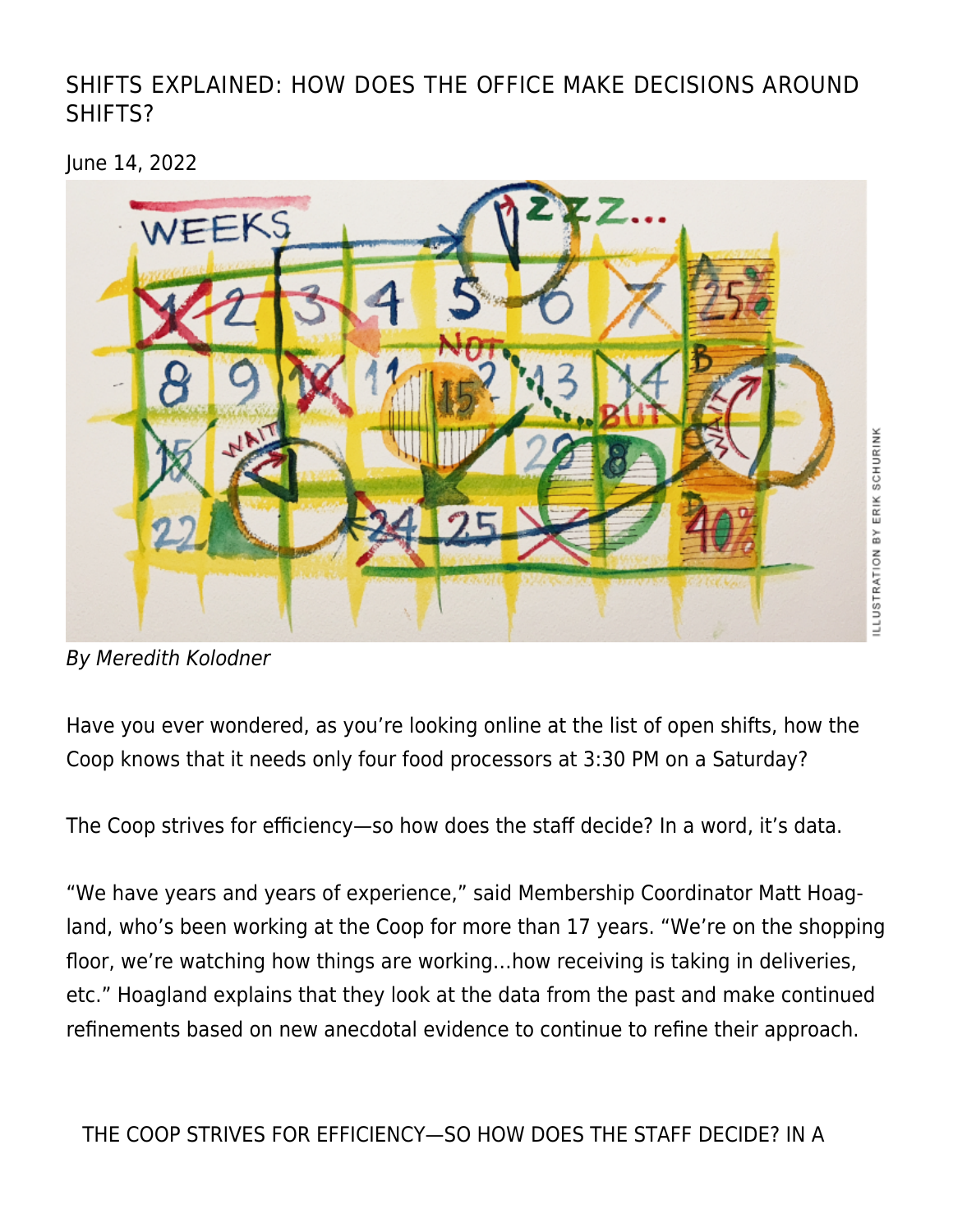# SHIFTS EXPLAINED: HOW DOES THE OFFICE MAKE DECISIONS AROUND SHIFTS?

June 14, 2022

ILLUSTRATION BY ERIK SCHURINK

*By Meredith Kolodner*

Have you ever wondered, as you're looking online at the list of open shifts, how the Coop knows that it needs only four food processors at 3:30 PM on a Saturday?

The Coop strives for efficiency—so how does the staff decide? In a word, it's data.

"We have years and years of experience," said Membership Coordinator Matt Hoagland, who's been working at the Coop for more than 17 years. "We're on the shopping floor, we're watching how things are working...how receiving is taking in deliveries, etc." Hoagland explains that they look at the data from the past and make continued refinements based on new anecdotal evidence to continue to refine their approach.

THE COOP STRIVES FOR EFFICIENCY—SO HOW DOES THE STAFF DECIDE? IN A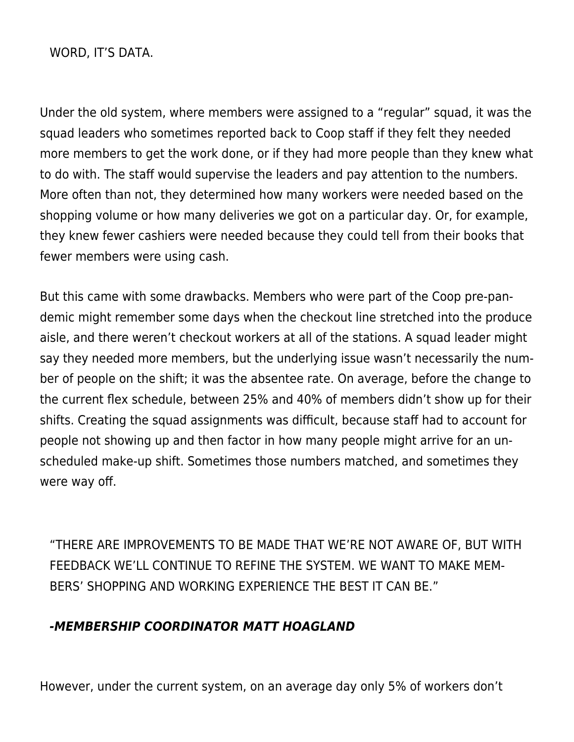WORD, IT'S DATA.

Under the old system, where members were assigned to a "regular" squad, it was the squad leaders who sometimes reported back to Coop staff if they felt they needed more members to get the work done, or if they had more people than they knew what to do with. The staff would supervise the leaders and pay attention to the numbers. More often than not, they determined how many workers were needed based on the shopping volume or how many deliveries we got on a particular day. Or, for example, they knew fewer cashiers were needed because they could tell from their books that fewer members were using cash.

But this came with some drawbacks. Members who were part of the Coop pre-pandemic might remember some days when the checkout line stretched into the produce aisle, and there weren't checkout workers at all of the stations. A squad leader might say they needed more members, but the underlying issue wasn't necessarily the number of people on the shift; it was the absentee rate. On average, before the change to the current flex schedule, between 25% and 40% of members didn't show up for their shifts. Creating the squad assignments was difficult, because staff had to account for people not showing up and then factor in how many people might arrive for an unscheduled make-up shift. Sometimes those numbers matched, and sometimes they were way off.

"THERE ARE IMPROVEMENTS TO BE MADE THAT WE'RE NOT AWARE OF, BUT WITH FEEDBACK WE'LL CONTINUE TO REFINE THE SYSTEM. WE WANT TO MAKE MEMBERS' SHOPPING AND WORKING EXPERIENCE THE BEST IT CAN BE."

***-MEMBERSHIP COORDINATOR MATT HOAGLAND***

However, under the current system, on an average day only 5% of workers don't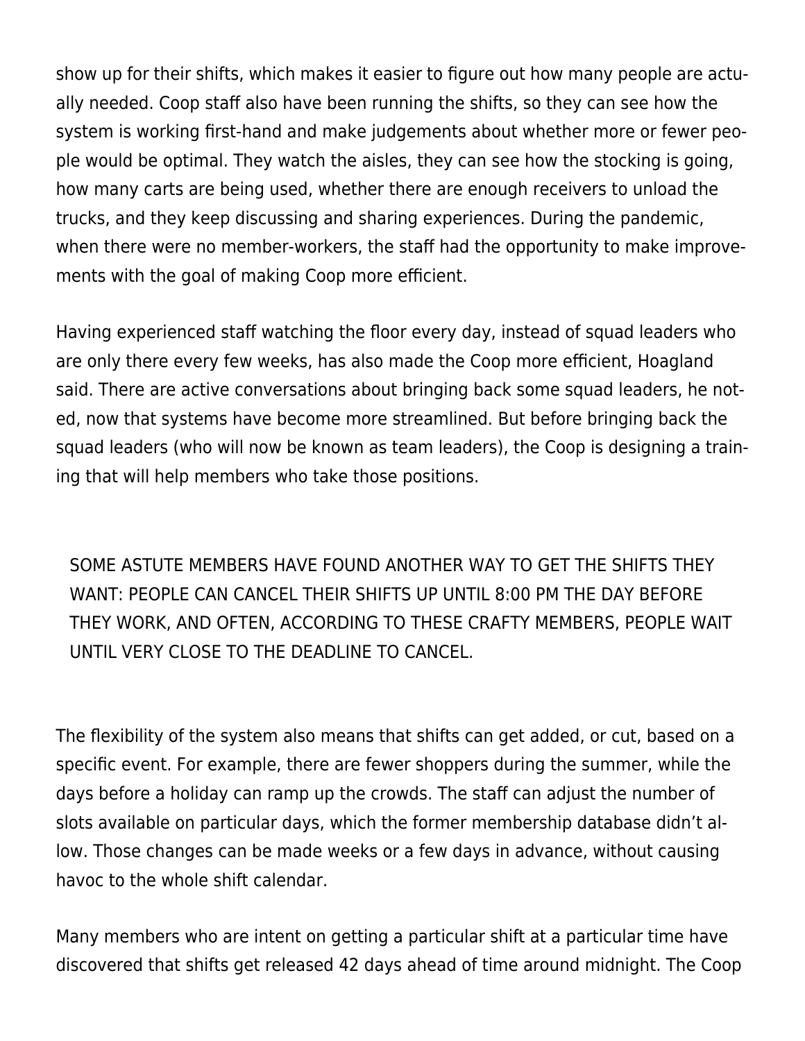show up for their shifts, which makes it easier to figure out how many people are actually needed. Coop staff also have been running the shifts, so they can see how the system is working first-hand and make judgements about whether more or fewer people would be optimal. They watch the aisles, they can see how the stocking is going, how many carts are being used, whether there are enough receivers to unload the trucks, and they keep discussing and sharing experiences. During the pandemic, when there were no member-workers, the staff had the opportunity to make improvements with the goal of making Coop more efficient.

Having experienced staff watching the floor every day, instead of squad leaders who are only there every few weeks, has also made the Coop more efficient, Hoagland said. There are active conversations about bringing back some squad leaders, he noted, now that systems have become more streamlined. But before bringing back the squad leaders (who will now be known as team leaders), the Coop is designing a training that will help members who take those positions.

> SOME ASTUTE MEMBERS HAVE FOUND ANOTHER WAY TO GET THE SHIFTS THEY WANT: PEOPLE CAN CANCEL THEIR SHIFTS UP UNTIL 8:00 PM THE DAY BEFORE THEY WORK, AND OFTEN, ACCORDING TO THESE CRAFTY MEMBERS, PEOPLE WAIT UNTIL VERY CLOSE TO THE DEADLINE TO CANCEL.

The flexibility of the system also means that shifts can get added, or cut, based on a specific event. For example, there are fewer shoppers during the summer, while the days before a holiday can ramp up the crowds. The staff can adjust the number of slots available on particular days, which the former membership database didn't allow. Those changes can be made weeks or a few days in advance, without causing havoc to the whole shift calendar.

Many members who are intent on getting a particular shift at a particular time have discovered that shifts get released 42 days ahead of time around midnight. The Coop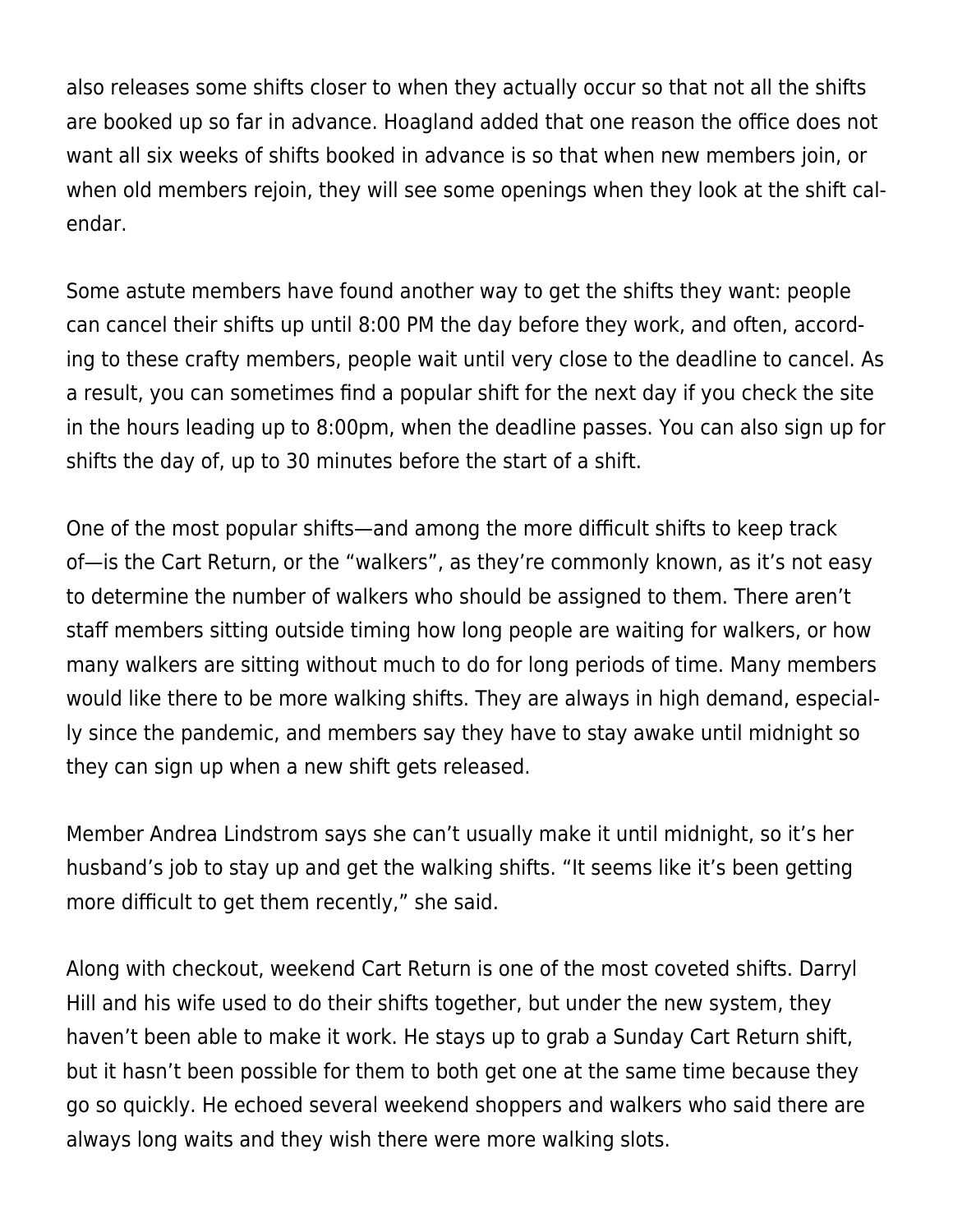also releases some shifts closer to when they actually occur so that not all the shifts are booked up so far in advance. Hoagland added that one reason the office does not want all six weeks of shifts booked in advance is so that when new members join, or when old members rejoin, they will see some openings when they look at the shift calendar.

Some astute members have found another way to get the shifts they want: people can cancel their shifts up until 8:00 PM the day before they work, and often, according to these crafty members, people wait until very close to the deadline to cancel. As a result, you can sometimes find a popular shift for the next day if you check the site in the hours leading up to 8:00pm, when the deadline passes. You can also sign up for shifts the day of, up to 30 minutes before the start of a shift.

One of the most popular shifts—and among the more difficult shifts to keep track of—is the Cart Return, or the "walkers", as they're commonly known, as it's not easy to determine the number of walkers who should be assigned to them. There aren't staff members sitting outside timing how long people are waiting for walkers, or how many walkers are sitting without much to do for long periods of time. Many members would like there to be more walking shifts. They are always in high demand, especially since the pandemic, and members say they have to stay awake until midnight so they can sign up when a new shift gets released.

Member Andrea Lindstrom says she can't usually make it until midnight, so it's her husband's job to stay up and get the walking shifts. "It seems like it's been getting more difficult to get them recently," she said.

Along with checkout, weekend Cart Return is one of the most coveted shifts. Darryl Hill and his wife used to do their shifts together, but under the new system, they haven't been able to make it work. He stays up to grab a Sunday Cart Return shift, but it hasn't been possible for them to both get one at the same time because they go so quickly. He echoed several weekend shoppers and walkers who said there are always long waits and they wish there were more walking slots.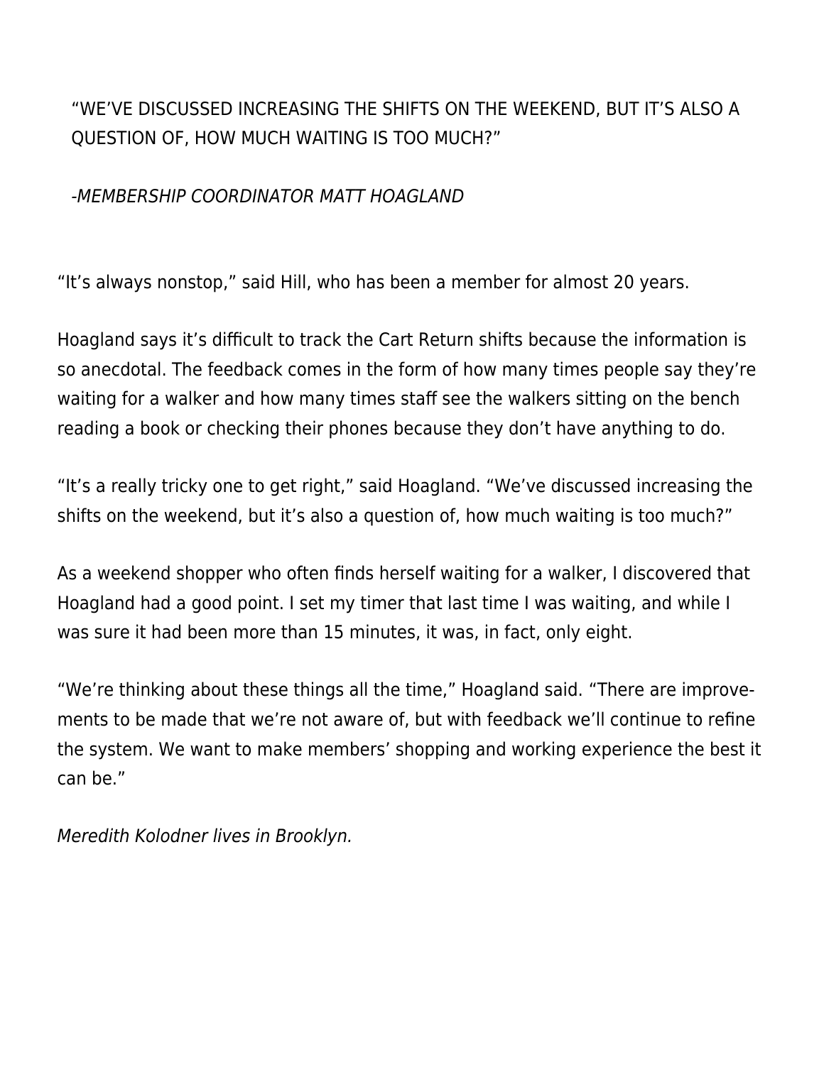> “WE’VE DISCUSSED INCREASING THE SHIFTS ON THE WEEKEND, BUT IT’S ALSO A QUESTION OF, HOW MUCH WAITING IS TOO MUCH?”
>
> *-MEMBERSHIP COORDINATOR MATT HOAGLAND*

“It’s always nonstop,” said Hill, who has been a member for almost 20 years.

Hoagland says it’s difficult to track the Cart Return shifts because the information is so anecdotal. The feedback comes in the form of how many times people say they’re waiting for a walker and how many times staff see the walkers sitting on the bench reading a book or checking their phones because they don’t have anything to do.

“It’s a really tricky one to get right,” said Hoagland. “We’ve discussed increasing the shifts on the weekend, but it’s also a question of, how much waiting is too much?”

As a weekend shopper who often finds herself waiting for a walker, I discovered that Hoagland had a good point. I set my timer that last time I was waiting, and while I was sure it had been more than 15 minutes, it was, in fact, only eight.

“We’re thinking about these things all the time,” Hoagland said. “There are improvements to be made that we’re not aware of, but with feedback we’ll continue to refine the system. We want to make members’ shopping and working experience the best it can be.”

*Meredith Kolodner lives in Brooklyn.*